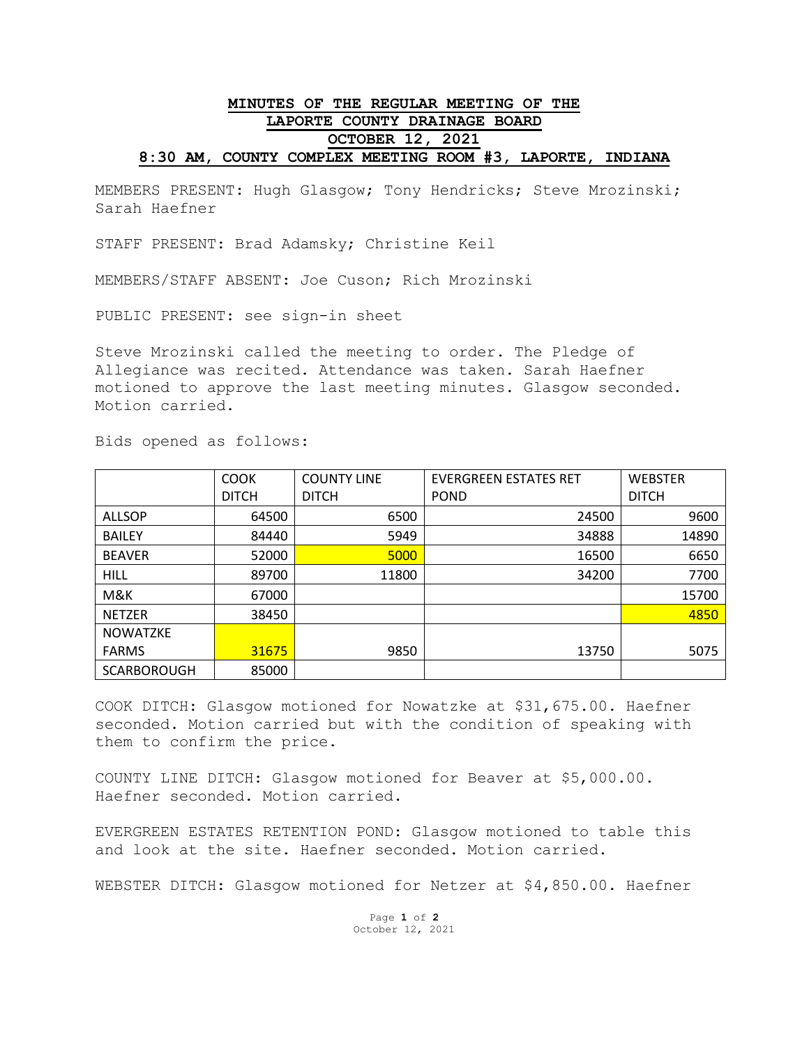# MINUTES OF THE REGULAR MEETING OF THE LAPORTE COUNTY DRAINAGE BOARD OCTOBER 12, 2021 8:30 AM, COUNTY COMPLEX MEETING ROOM #3, LAPORTE, INDIANA

MEMBERS PRESENT: Hugh Glasgow; Tony Hendricks; Steve Mrozinski; Sarah Haefner

STAFF PRESENT: Brad Adamsky; Christine Keil

MEMBERS/STAFF ABSENT: Joe Cuson; Rich Mrozinski

PUBLIC PRESENT: see sign-in sheet

Steve Mrozinski called the meeting to order. The Pledge of Allegiance was recited. Attendance was taken. Sarah Haefner motioned to approve the last meeting minutes. Glasgow seconded. Motion carried.

Bids opened as follows:

| | COOK DITCH | COUNTY LINE DITCH | EVERGREEN ESTATES RET POND | WEBSTER DITCH |
|---|---|---|---|---|
| ALLSOP | 64500 | 6500 | 24500 | 9600 |
| BAILEY | 84440 | 5949 | 34888 | 14890 |
| BEAVER | 52000 | 5000 | 16500 | 6650 |
| HILL | 89700 | 11800 | 34200 | 7700 |
| M&K | 67000 | | | 15700 |
| NETZER | 38450 | | | 4850 |
| NOWATZKE FARMS | 31675 | 9850 | 13750 | 5075 |
| SCARBOROUGH | 85000 | | | |

COOK DITCH: Glasgow motioned for Nowatzke at $31,675.00. Haefner seconded. Motion carried but with the condition of speaking with them to confirm the price.

COUNTY LINE DITCH: Glasgow motioned for Beaver at $5,000.00. Haefner seconded. Motion carried.

EVERGREEN ESTATES RETENTION POND: Glasgow motioned to table this and look at the site. Haefner seconded. Motion carried.

WEBSTER DITCH: Glasgow motioned for Netzer at $4,850.00. Haefner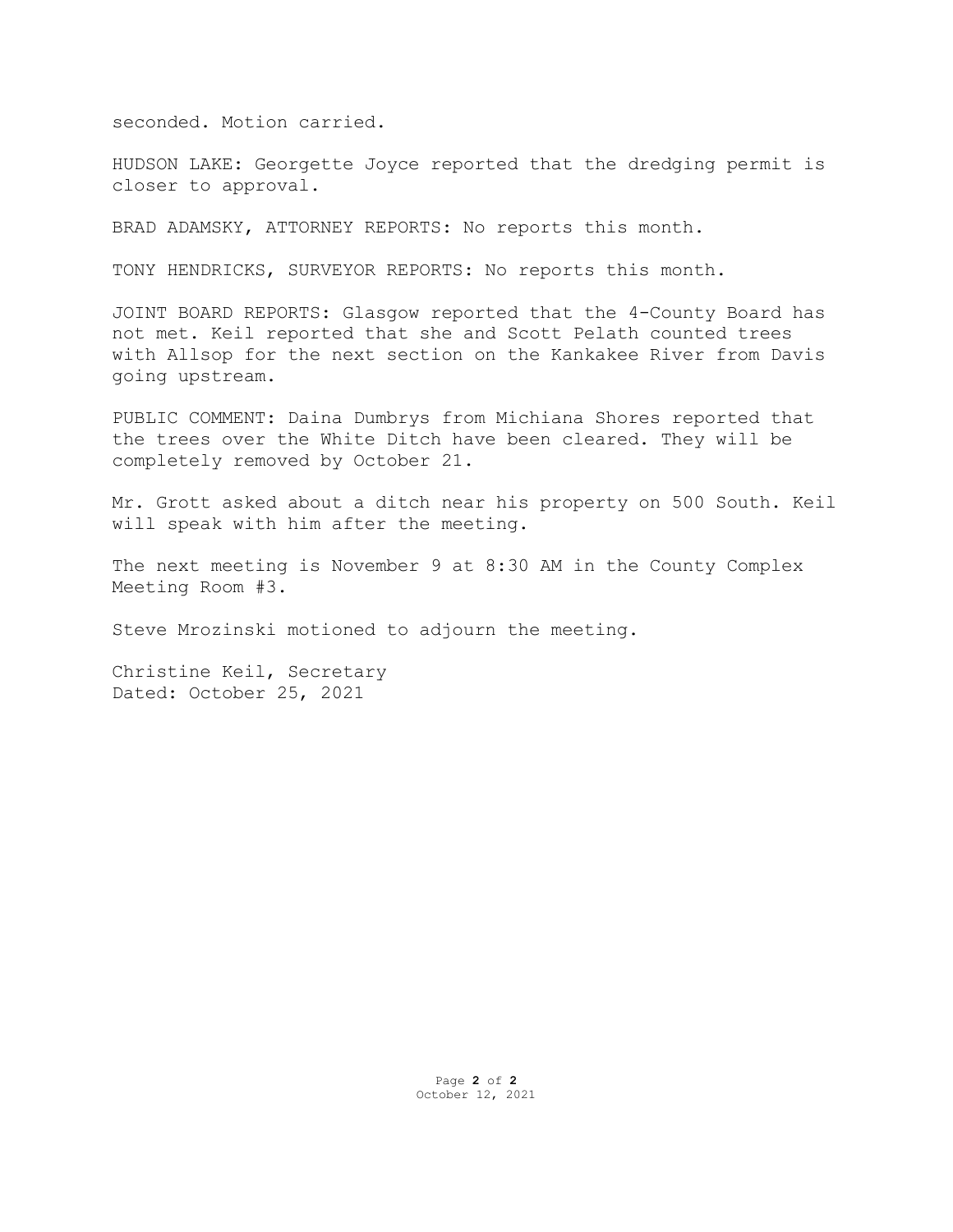seconded. Motion carried.

HUDSON LAKE: Georgette Joyce reported that the dredging permit is closer to approval.

BRAD ADAMSKY, ATTORNEY REPORTS: No reports this month.

TONY HENDRICKS, SURVEYOR REPORTS: No reports this month.

JOINT BOARD REPORTS: Glasgow reported that the 4-County Board has not met. Keil reported that she and Scott Pelath counted trees with Allsop for the next section on the Kankakee River from Davis going upstream.

PUBLIC COMMENT: Daina Dumbrys from Michiana Shores reported that the trees over the White Ditch have been cleared. They will be completely removed by October 21.

Mr. Grott asked about a ditch near his property on 500 South. Keil will speak with him after the meeting.

The next meeting is November 9 at 8:30 AM in the County Complex Meeting Room #3.

Steve Mrozinski motioned to adjourn the meeting.

Christine Keil, Secretary
Dated: October 25, 2021